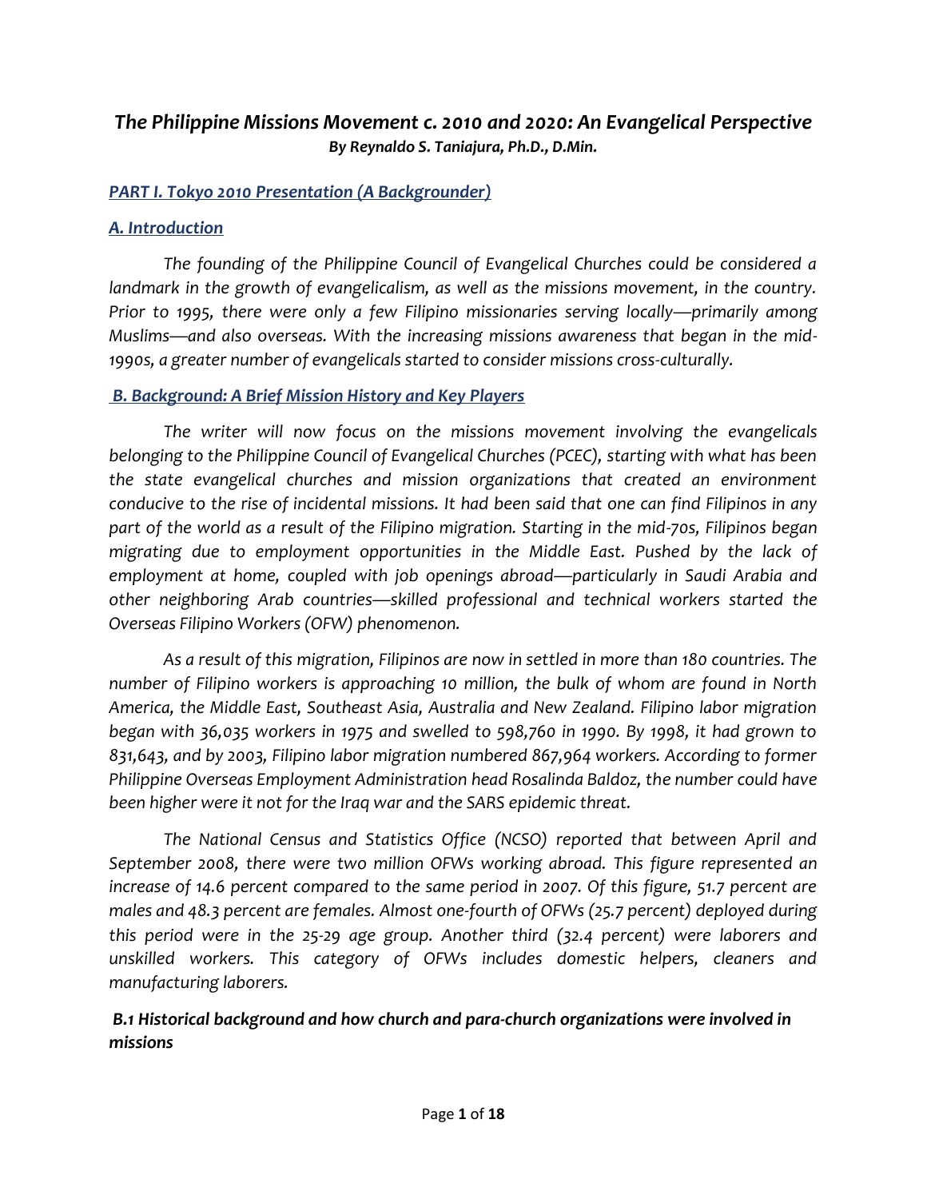# *The Philippine Missions Movement c. 2010 and 2020: An Evangelical Perspective*

***By Reynaldo S. Taniajura, Ph.D., D.Min.***

## *PART I. Tokyo 2010 Presentation (A Backgrounder)*

### *A. Introduction*

*The founding of the Philippine Council of Evangelical Churches could be considered a landmark in the growth of evangelicalism, as well as the missions movement, in the country. Prior to 1995, there were only a few Filipino missionaries serving locally—primarily among Muslims—and also overseas. With the increasing missions awareness that began in the mid-1990s, a greater number of evangelicals started to consider missions cross-culturally.*

### *B. Background: A Brief Mission History and Key Players*

*The writer will now focus on the missions movement involving the evangelicals belonging to the Philippine Council of Evangelical Churches (PCEC), starting with what has been the state evangelical churches and mission organizations that created an environment conducive to the rise of incidental missions. It had been said that one can find Filipinos in any part of the world as a result of the Filipino migration. Starting in the mid-70s, Filipinos began migrating due to employment opportunities in the Middle East. Pushed by the lack of employment at home, coupled with job openings abroad—particularly in Saudi Arabia and other neighboring Arab countries—skilled professional and technical workers started the Overseas Filipino Workers (OFW) phenomenon.*

*As a result of this migration, Filipinos are now in settled in more than 180 countries. The number of Filipino workers is approaching 10 million, the bulk of whom are found in North America, the Middle East, Southeast Asia, Australia and New Zealand. Filipino labor migration began with 36,035 workers in 1975 and swelled to 598,760 in 1990. By 1998, it had grown to 831,643, and by 2003, Filipino labor migration numbered 867,964 workers. According to former Philippine Overseas Employment Administration head Rosalinda Baldoz, the number could have been higher were it not for the Iraq war and the SARS epidemic threat.*

*The National Census and Statistics Office (NCSO) reported that between April and September 2008, there were two million OFWs working abroad. This figure represented an increase of 14.6 percent compared to the same period in 2007. Of this figure, 51.7 percent are males and 48.3 percent are females. Almost one-fourth of OFWs (25.7 percent) deployed during this period were in the 25-29 age group. Another third (32.4 percent) were laborers and unskilled workers. This category of OFWs includes domestic helpers, cleaners and manufacturing laborers.*

#### *B.1 Historical background and how church and para-church organizations were involved in missions*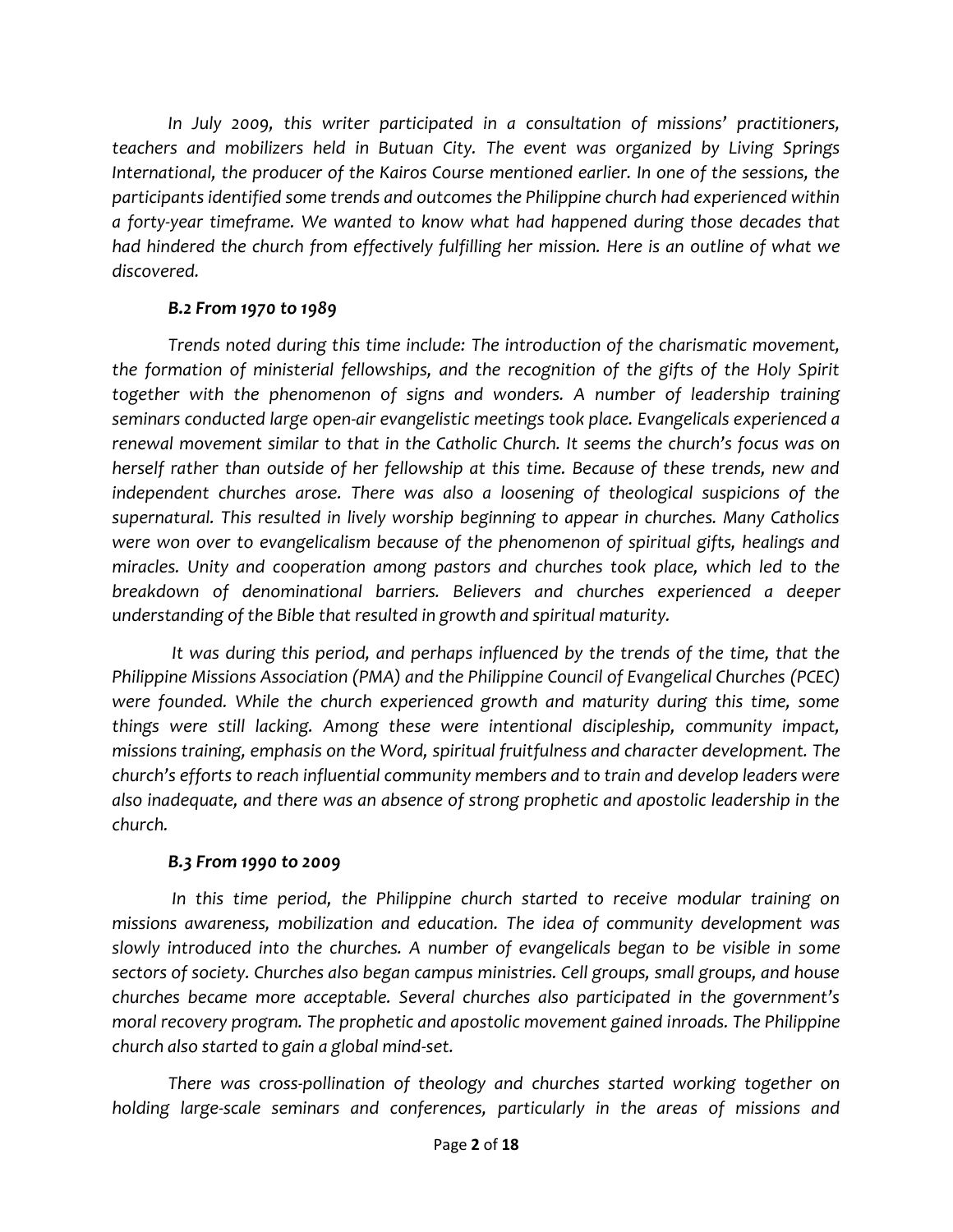*In July 2009, this writer participated in a consultation of missions' practitioners, teachers and mobilizers held in Butuan City. The event was organized by Living Springs International, the producer of the Kairos Course mentioned earlier. In one of the sessions, the participants identified some trends and outcomes the Philippine church had experienced within a forty-year timeframe. We wanted to know what had happened during those decades that had hindered the church from effectively fulfilling her mission. Here is an outline of what we discovered.*

### *B.2 From 1970 to 1989*

*Trends noted during this time include: The introduction of the charismatic movement, the formation of ministerial fellowships, and the recognition of the gifts of the Holy Spirit together with the phenomenon of signs and wonders. A number of leadership training seminars conducted large open-air evangelistic meetings took place. Evangelicals experienced a renewal movement similar to that in the Catholic Church. It seems the church's focus was on herself rather than outside of her fellowship at this time. Because of these trends, new and independent churches arose. There was also a loosening of theological suspicions of the supernatural. This resulted in lively worship beginning to appear in churches. Many Catholics were won over to evangelicalism because of the phenomenon of spiritual gifts, healings and miracles. Unity and cooperation among pastors and churches took place, which led to the breakdown of denominational barriers. Believers and churches experienced a deeper understanding of the Bible that resulted in growth and spiritual maturity.*

*It was during this period, and perhaps influenced by the trends of the time, that the Philippine Missions Association (PMA) and the Philippine Council of Evangelical Churches (PCEC) were founded. While the church experienced growth and maturity during this time, some things were still lacking. Among these were intentional discipleship, community impact, missions training, emphasis on the Word, spiritual fruitfulness and character development. The church's efforts to reach influential community members and to train and develop leaders were also inadequate, and there was an absence of strong prophetic and apostolic leadership in the church.*

### *B.3 From 1990 to 2009*

*In this time period, the Philippine church started to receive modular training on missions awareness, mobilization and education. The idea of community development was slowly introduced into the churches. A number of evangelicals began to be visible in some sectors of society. Churches also began campus ministries. Cell groups, small groups, and house churches became more acceptable. Several churches also participated in the government's moral recovery program. The prophetic and apostolic movement gained inroads. The Philippine church also started to gain a global mind-set.*

*There was cross-pollination of theology and churches started working together on holding large-scale seminars and conferences, particularly in the areas of missions and*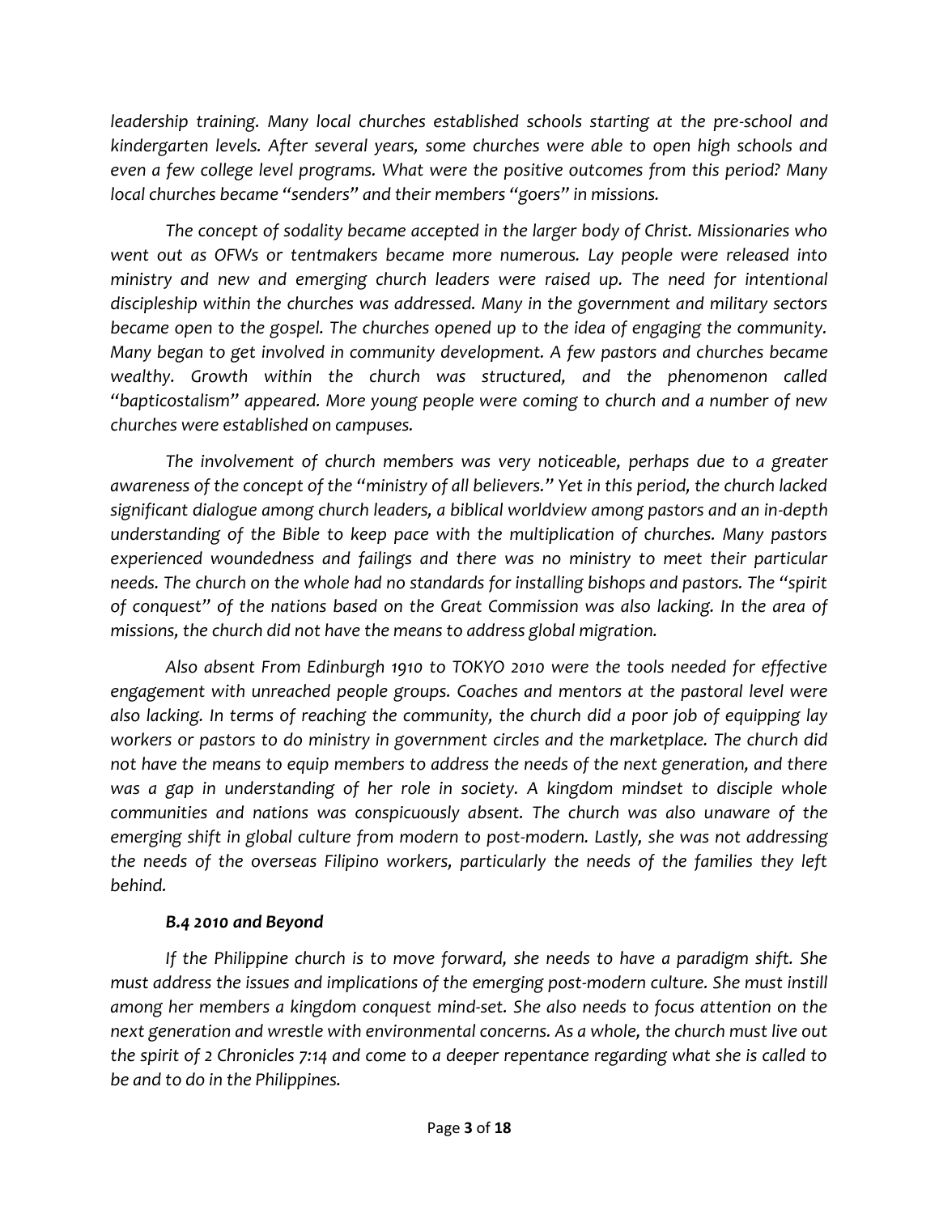*leadership training. Many local churches established schools starting at the pre-school and kindergarten levels. After several years, some churches were able to open high schools and even a few college level programs. What were the positive outcomes from this period? Many local churches became "senders" and their members "goers" in missions.*

*The concept of sodality became accepted in the larger body of Christ. Missionaries who went out as OFWs or tentmakers became more numerous. Lay people were released into ministry and new and emerging church leaders were raised up. The need for intentional discipleship within the churches was addressed. Many in the government and military sectors became open to the gospel. The churches opened up to the idea of engaging the community. Many began to get involved in community development. A few pastors and churches became wealthy. Growth within the church was structured, and the phenomenon called "bapticostalism" appeared. More young people were coming to church and a number of new churches were established on campuses.*

*The involvement of church members was very noticeable, perhaps due to a greater awareness of the concept of the "ministry of all believers." Yet in this period, the church lacked significant dialogue among church leaders, a biblical worldview among pastors and an in-depth understanding of the Bible to keep pace with the multiplication of churches. Many pastors experienced woundedness and failings and there was no ministry to meet their particular needs. The church on the whole had no standards for installing bishops and pastors. The "spirit of conquest" of the nations based on the Great Commission was also lacking. In the area of missions, the church did not have the means to address global migration.*

*Also absent From Edinburgh 1910 to TOKYO 2010 were the tools needed for effective engagement with unreached people groups. Coaches and mentors at the pastoral level were also lacking. In terms of reaching the community, the church did a poor job of equipping lay workers or pastors to do ministry in government circles and the marketplace. The church did not have the means to equip members to address the needs of the next generation, and there was a gap in understanding of her role in society. A kingdom mindset to disciple whole communities and nations was conspicuously absent. The church was also unaware of the emerging shift in global culture from modern to post-modern. Lastly, she was not addressing the needs of the overseas Filipino workers, particularly the needs of the families they left behind.*

### *B.4 2010 and Beyond*

*If the Philippine church is to move forward, she needs to have a paradigm shift. She must address the issues and implications of the emerging post-modern culture. She must instill among her members a kingdom conquest mind-set. She also needs to focus attention on the next generation and wrestle with environmental concerns. As a whole, the church must live out the spirit of 2 Chronicles 7:14 and come to a deeper repentance regarding what she is called to be and to do in the Philippines.*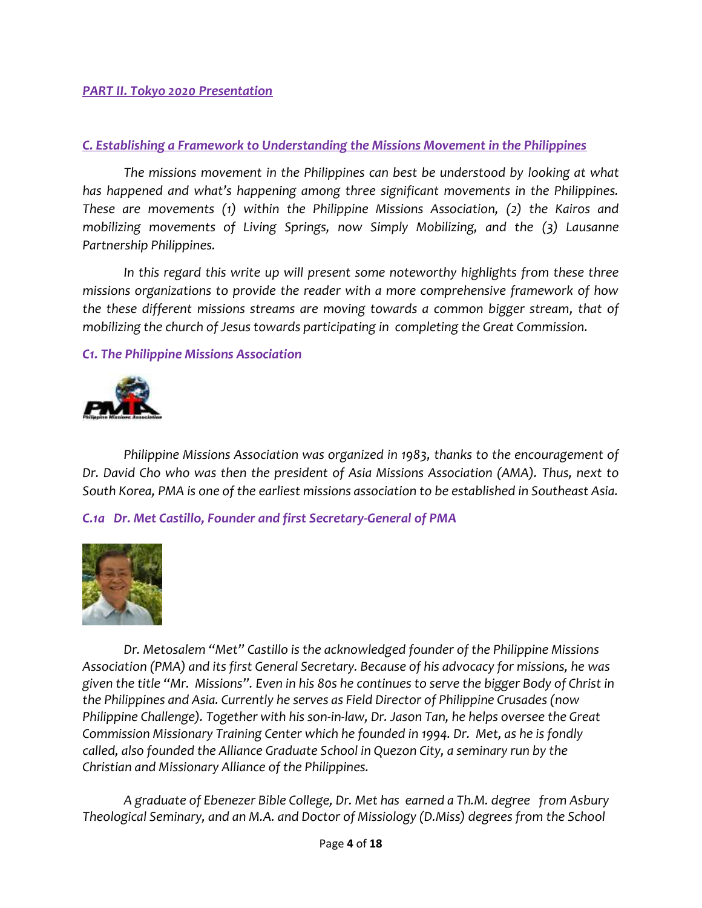## *PART II. Tokyo 2020 Presentation*

### *C. Establishing a Framework to Understanding the Missions Movement in the Philippines*

*The missions movement in the Philippines can best be understood by looking at what has happened and what's happening among three significant movements in the Philippines. These are movements (1) within the Philippine Missions Association, (2) the Kairos and mobilizing movements of Living Springs, now Simply Mobilizing, and the (3) Lausanne Partnership Philippines.*

*In this regard this write up will present some noteworthy highlights from these three missions organizations to provide the reader with a more comprehensive framework of how the these different missions streams are moving towards a common bigger stream, that of mobilizing the church of Jesus towards participating in completing the Great Commission.*

#### *C1. The Philippine Missions Association*

*Philippine Missions Association was organized in 1983, thanks to the encouragement of Dr. David Cho who was then the president of Asia Missions Association (AMA). Thus, next to South Korea, PMA is one of the earliest missions association to be established in Southeast Asia.*

#### *C.1a Dr. Met Castillo, Founder and first Secretary-General of PMA*

*Dr. Metosalem "Met" Castillo is the acknowledged founder of the Philippine Missions Association (PMA) and its first General Secretary. Because of his advocacy for missions, he was given the title "Mr. Missions". Even in his 80s he continues to serve the bigger Body of Christ in the Philippines and Asia. Currently he serves as Field Director of Philippine Crusades (now Philippine Challenge). Together with his son-in-law, Dr. Jason Tan, he helps oversee the Great Commission Missionary Training Center which he founded in 1994. Dr. Met, as he is fondly called, also founded the Alliance Graduate School in Quezon City, a seminary run by the Christian and Missionary Alliance of the Philippines.*

*A graduate of Ebenezer Bible College, Dr. Met has earned a Th.M. degree from Asbury Theological Seminary, and an M.A. and Doctor of Missiology (D.Miss) degrees from the School*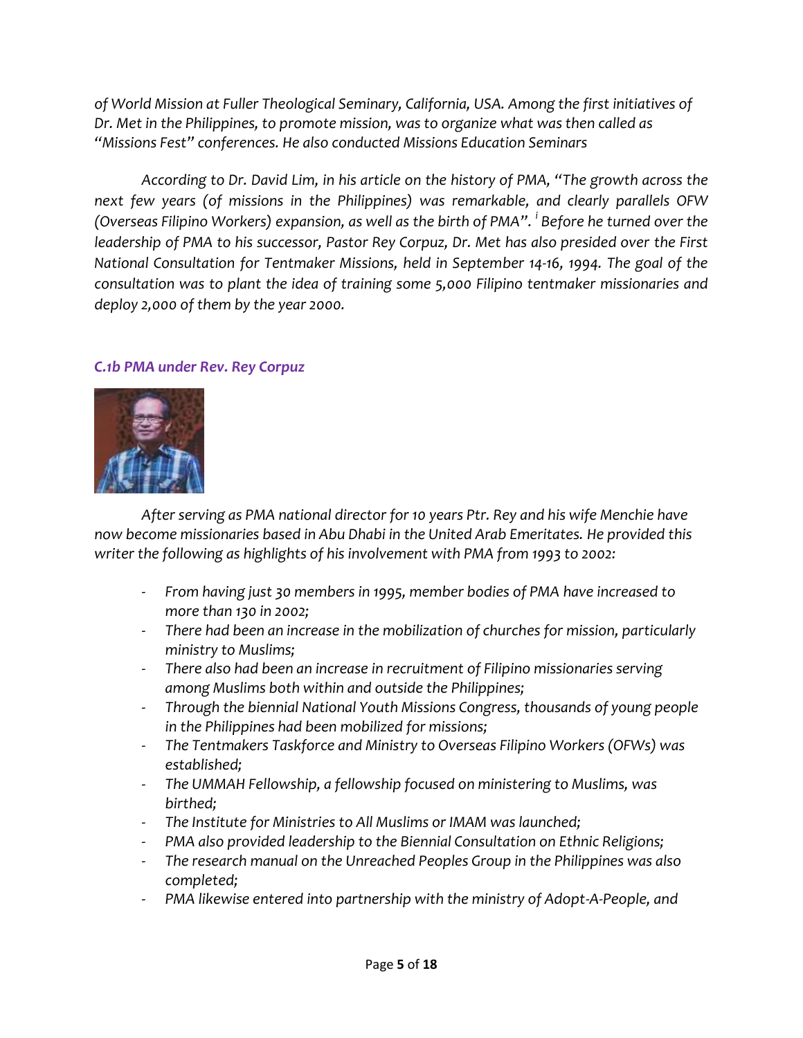*of World Mission at Fuller Theological Seminary, California, USA. Among the first initiatives of Dr. Met in the Philippines, to promote mission, was to organize what was then called as "Missions Fest" conferences. He also conducted Missions Education Seminars*

*According to Dr. David Lim, in his article on the history of PMA, "The growth across the next few years (of missions in the Philippines) was remarkable, and clearly parallels OFW (Overseas Filipino Workers) expansion, as well as the birth of PMA".[i] Before he turned over the leadership of PMA to his successor, Pastor Rey Corpuz, Dr. Met has also presided over the First National Consultation for Tentmaker Missions, held in September 14-16, 1994. The goal of the consultation was to plant the idea of training some 5,000 Filipino tentmaker missionaries and deploy 2,000 of them by the year 2000.*

### *C.1b PMA under Rev. Rey Corpuz*

*After serving as PMA national director for 10 years Ptr. Rey and his wife Menchie have now become missionaries based in Abu Dhabi in the United Arab Emeritates. He provided this writer the following as highlights of his involvement with PMA from 1993 to 2002:*

- *From having just 30 members in 1995, member bodies of PMA have increased to more than 130 in 2002;*
- *There had been an increase in the mobilization of churches for mission, particularly ministry to Muslims;*
- *There also had been an increase in recruitment of Filipino missionaries serving among Muslims both within and outside the Philippines;*
- *Through the biennial National Youth Missions Congress, thousands of young people in the Philippines had been mobilized for missions;*
- *The Tentmakers Taskforce and Ministry to Overseas Filipino Workers (OFWs) was established;*
- *The UMMAH Fellowship, a fellowship focused on ministering to Muslims, was birthed;*
- *The Institute for Ministries to All Muslims or IMAM was launched;*
- *PMA also provided leadership to the Biennial Consultation on Ethnic Religions;*
- *The research manual on the Unreached Peoples Group in the Philippines was also completed;*
- *PMA likewise entered into partnership with the ministry of Adopt-A-People, and*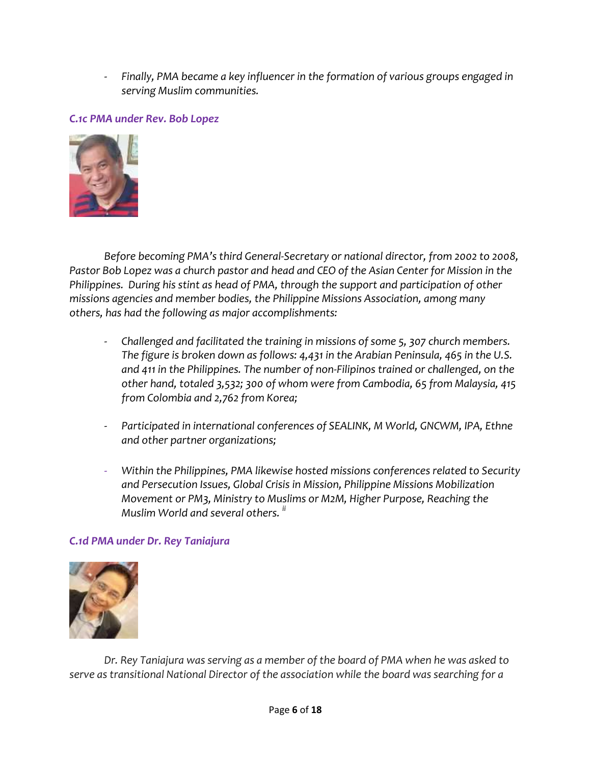- *Finally, PMA became a key influencer in the formation of various groups engaged in serving Muslim communities.*

### *C.1c PMA under Rev. Bob Lopez*

*Before becoming PMA's third General-Secretary or national director, from 2002 to 2008, Pastor Bob Lopez was a church pastor and head and CEO of the Asian Center for Mission in the Philippines. During his stint as head of PMA, through the support and participation of other missions agencies and member bodies, the Philippine Missions Association, among many others, has had the following as major accomplishments:*

- *Challenged and facilitated the training in missions of some 5, 307 church members. The figure is broken down as follows: 4,431 in the Arabian Peninsula, 465 in the U.S. and 411 in the Philippines. The number of non-Filipinos trained or challenged, on the other hand, totaled 3,532; 300 of whom were from Cambodia, 65 from Malaysia, 415 from Colombia and 2,762 from Korea;*

- *Participated in international conferences of SEALINK, M World, GNCWM, IPA, Ethne and other partner organizations;*

- *Within the Philippines, PMA likewise hosted missions conferences related to Security and Persecution Issues, Global Crisis in Mission, Philippine Missions Mobilization Movement or PM3, Ministry to Muslims or M2M, Higher Purpose, Reaching the Muslim World and several others.* [ii]

### *C.1d PMA under Dr. Rey Taniajura*

*Dr. Rey Taniajura was serving as a member of the board of PMA when he was asked to serve as transitional National Director of the association while the board was searching for a*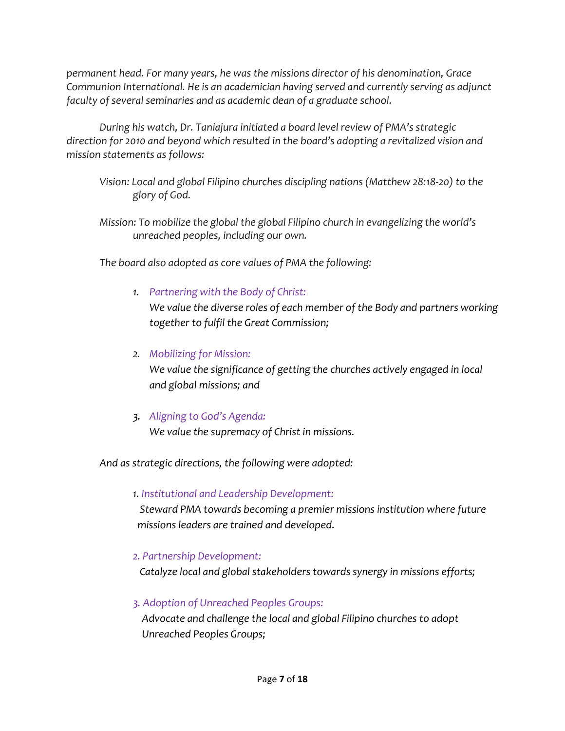*permanent head. For many years, he was the missions director of his denomination, Grace Communion International. He is an academician having served and currently serving as adjunct faculty of several seminaries and as academic dean of a graduate school.*

*During his watch, Dr. Taniajura initiated a board level review of PMA's strategic direction for 2010 and beyond which resulted in the board's adopting a revitalized vision and mission statements as follows:*

*Vision: Local and global Filipino churches discipling nations (Matthew 28:18-20) to the glory of God.*

*Mission: To mobilize the global the global Filipino church in evangelizing the world's unreached peoples, including our own.*

*The board also adopted as core values of PMA the following:*

1. *Partnering with the Body of Christ:*
   *We value the diverse roles of each member of the Body and partners working together to fulfil the Great Commission;*

2. *Mobilizing for Mission:*
   *We value the significance of getting the churches actively engaged in local and global missions; and*

3. *Aligning to God's Agenda:*
   *We value the supremacy of Christ in missions.*

*And as strategic directions, the following were adopted:*

1. *Institutional and Leadership Development:*
   *Steward PMA towards becoming a premier missions institution where future missions leaders are trained and developed.*

2. *Partnership Development:*
   *Catalyze local and global stakeholders towards synergy in missions efforts;*

3. *Adoption of Unreached Peoples Groups:*
   *Advocate and challenge the local and global Filipino churches to adopt Unreached Peoples Groups;*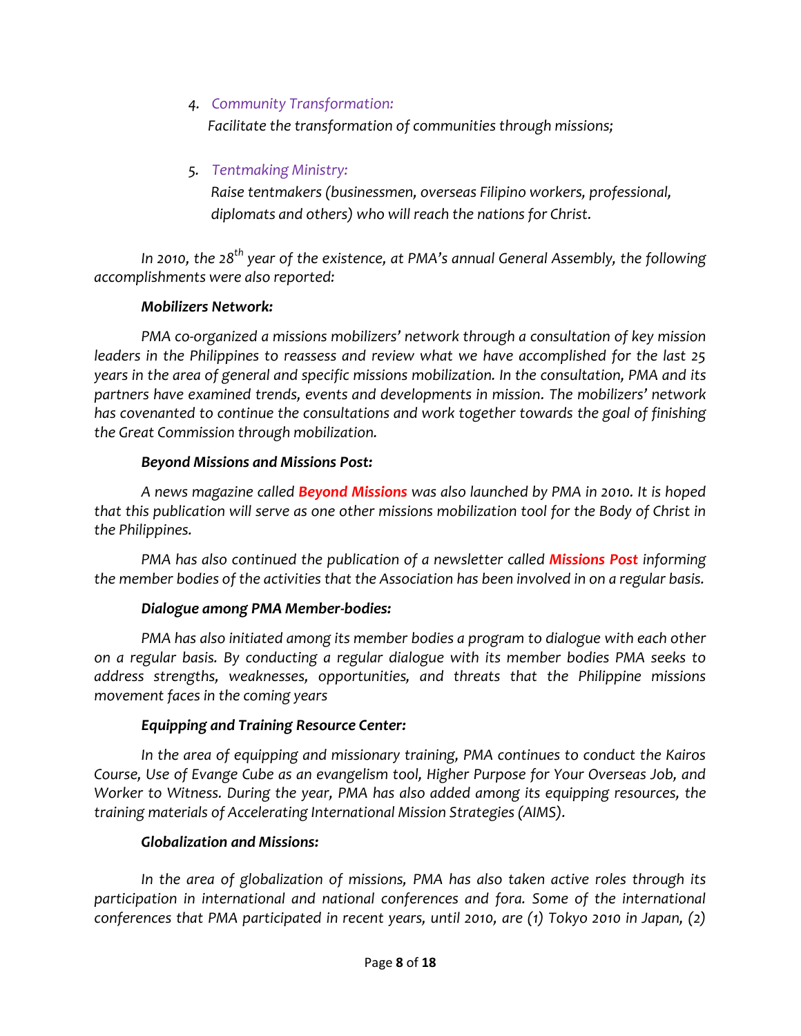4. *Community Transformation:*
   *Facilitate the transformation of communities through missions;*

5. *Tentmaking Ministry:*
   *Raise tentmakers (businessmen, overseas Filipino workers, professional, diplomats and others) who will reach the nations for Christ.*

*In 2010, the 28th year of the existence, at PMA's annual General Assembly, the following accomplishments were also reported:*

***Mobilizers Network:***

*PMA co-organized a missions mobilizers' network through a consultation of key mission leaders in the Philippines to reassess and review what we have accomplished for the last 25 years in the area of general and specific missions mobilization. In the consultation, PMA and its partners have examined trends, events and developments in mission. The mobilizers' network has covenanted to continue the consultations and work together towards the goal of finishing the Great Commission through mobilization.*

***Beyond Missions and Missions Post:***

*A news magazine called **Beyond Missions** was also launched by PMA in 2010. It is hoped that this publication will serve as one other missions mobilization tool for the Body of Christ in the Philippines.*

*PMA has also continued the publication of a newsletter called **Missions Post** informing the member bodies of the activities that the Association has been involved in on a regular basis.*

***Dialogue among PMA Member-bodies:***

*PMA has also initiated among its member bodies a program to dialogue with each other on a regular basis. By conducting a regular dialogue with its member bodies PMA seeks to address strengths, weaknesses, opportunities, and threats that the Philippine missions movement faces in the coming years*

***Equipping and Training Resource Center:***

*In the area of equipping and missionary training, PMA continues to conduct the Kairos Course, Use of Evange Cube as an evangelism tool, Higher Purpose for Your Overseas Job, and Worker to Witness. During the year, PMA has also added among its equipping resources, the training materials of Accelerating International Mission Strategies (AIMS).*

***Globalization and Missions:***

*In the area of globalization of missions, PMA has also taken active roles through its participation in international and national conferences and fora. Some of the international conferences that PMA participated in recent years, until 2010, are (1) Tokyo 2010 in Japan, (2)*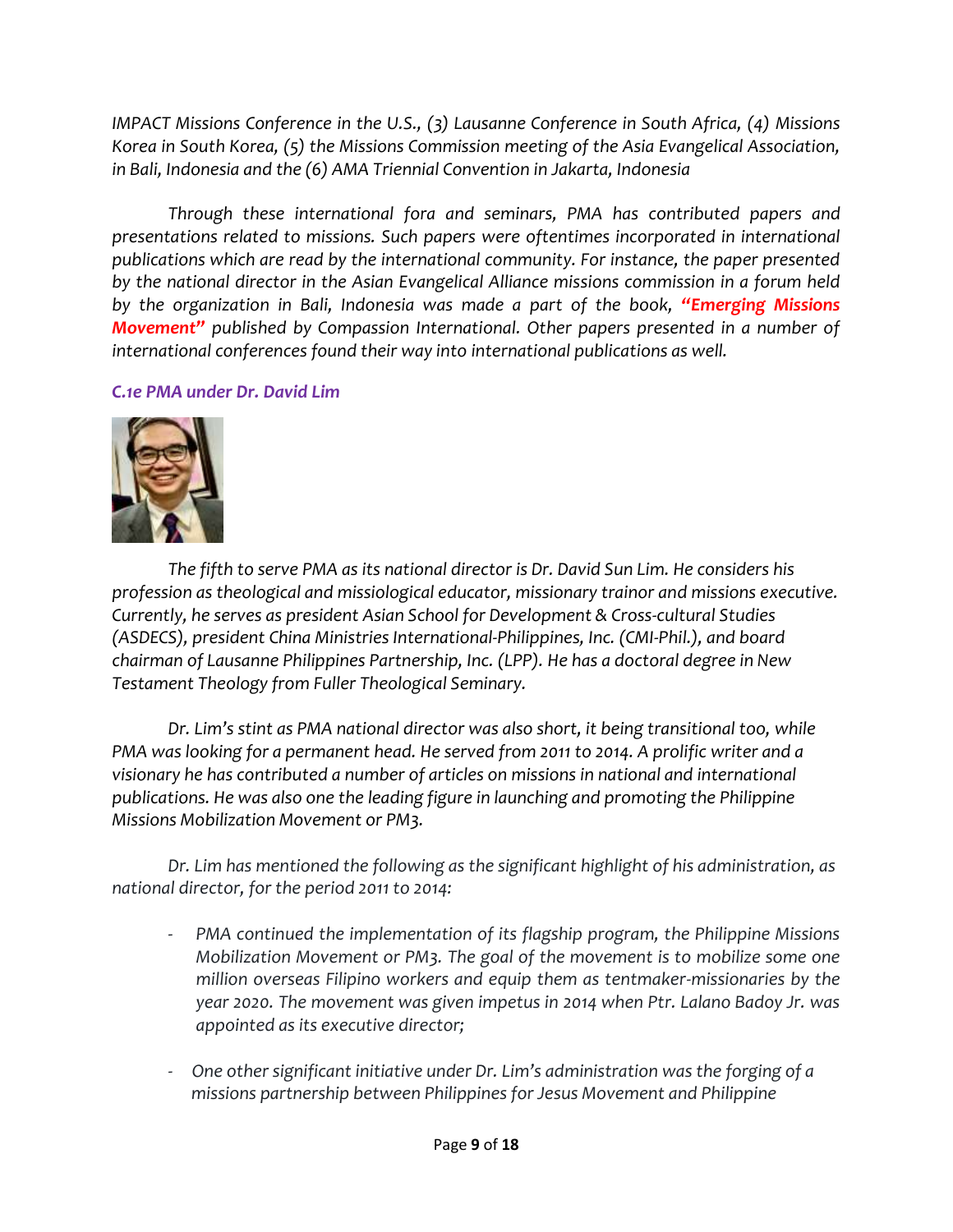*IMPACT Missions Conference in the U.S., (3) Lausanne Conference in South Africa, (4) Missions Korea in South Korea, (5) the Missions Commission meeting of the Asia Evangelical Association, in Bali, Indonesia and the (6) AMA Triennial Convention in Jakarta, Indonesia*

*Through these international fora and seminars, PMA has contributed papers and presentations related to missions. Such papers were oftentimes incorporated in international publications which are read by the international community. For instance, the paper presented by the national director in the Asian Evangelical Alliance missions commission in a forum held by the organization in Bali, Indonesia was made a part of the book,* ***"Emerging Missions Movement"*** *published by Compassion International. Other papers presented in a number of international conferences found their way into international publications as well.*

### *C.1e PMA under Dr. David Lim*

*The fifth to serve PMA as its national director is Dr. David Sun Lim. He considers his profession as theological and missiological educator, missionary trainor and missions executive. Currently, he serves as president Asian School for Development & Cross-cultural Studies (ASDECS), president China Ministries International-Philippines, Inc. (CMI-Phil.), and board chairman of Lausanne Philippines Partnership, Inc. (LPP). He has a doctoral degree in New Testament Theology from Fuller Theological Seminary.*

*Dr. Lim's stint as PMA national director was also short, it being transitional too, while PMA was looking for a permanent head. He served from 2011 to 2014. A prolific writer and a visionary he has contributed a number of articles on missions in national and international publications. He was also one the leading figure in launching and promoting the Philippine Missions Mobilization Movement or PM3.*

*Dr. Lim has mentioned the following as the significant highlight of his administration, as national director, for the period 2011 to 2014:*

- *PMA continued the implementation of its flagship program, the Philippine Missions Mobilization Movement or PM3. The goal of the movement is to mobilize some one million overseas Filipino workers and equip them as tentmaker-missionaries by the year 2020. The movement was given impetus in 2014 when Ptr. Lalano Badoy Jr. was appointed as its executive director;*

- *One other significant initiative under Dr. Lim's administration was the forging of a missions partnership between Philippines for Jesus Movement and Philippine*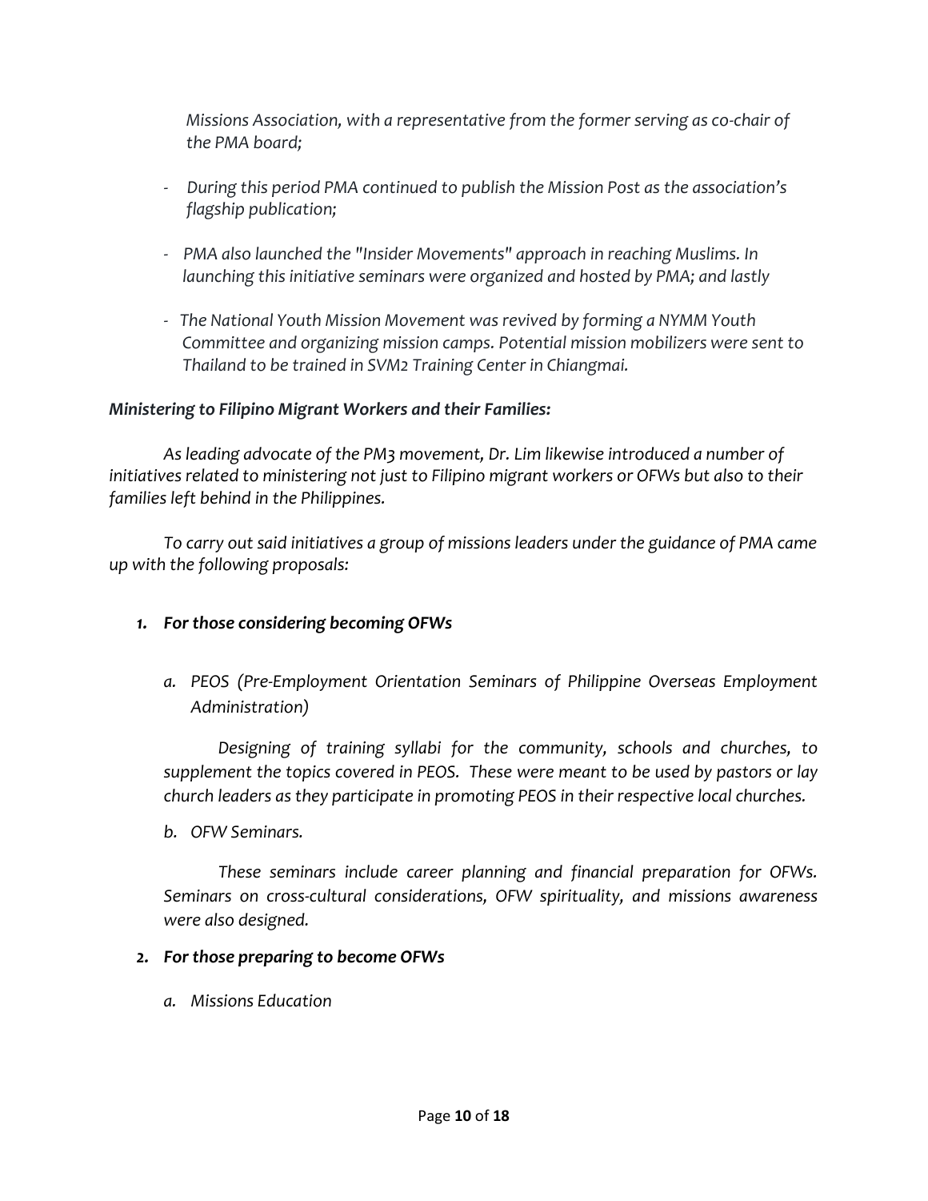*Missions Association, with a representative from the former serving as co-chair of the PMA board;*

- *During this period PMA continued to publish the Mission Post as the association's flagship publication;*

- *PMA also launched the "Insider Movements" approach in reaching Muslims. In launching this initiative seminars were organized and hosted by PMA; and lastly*

- *The National Youth Mission Movement was revived by forming a NYMM Youth Committee and organizing mission camps. Potential mission mobilizers were sent to Thailand to be trained in SVM2 Training Center in Chiangmai.*

***Ministering to Filipino Migrant Workers and their Families:***

*As leading advocate of the PM3 movement, Dr. Lim likewise introduced a number of initiatives related to ministering not just to Filipino migrant workers or OFWs but also to their families left behind in the Philippines.*

*To carry out said initiatives a group of missions leaders under the guidance of PMA came up with the following proposals:*

1. ***For those considering becoming OFWs***

   a. *PEOS (Pre-Employment Orientation Seminars of Philippine Overseas Employment Administration)*

      *Designing of training syllabi for the community, schools and churches, to supplement the topics covered in PEOS. These were meant to be used by pastors or lay church leaders as they participate in promoting PEOS in their respective local churches.*

   b. *OFW Seminars.*

      *These seminars include career planning and financial preparation for OFWs. Seminars on cross-cultural considerations, OFW spirituality, and missions awareness were also designed.*

2. ***For those preparing to become OFWs***

   a. *Missions Education*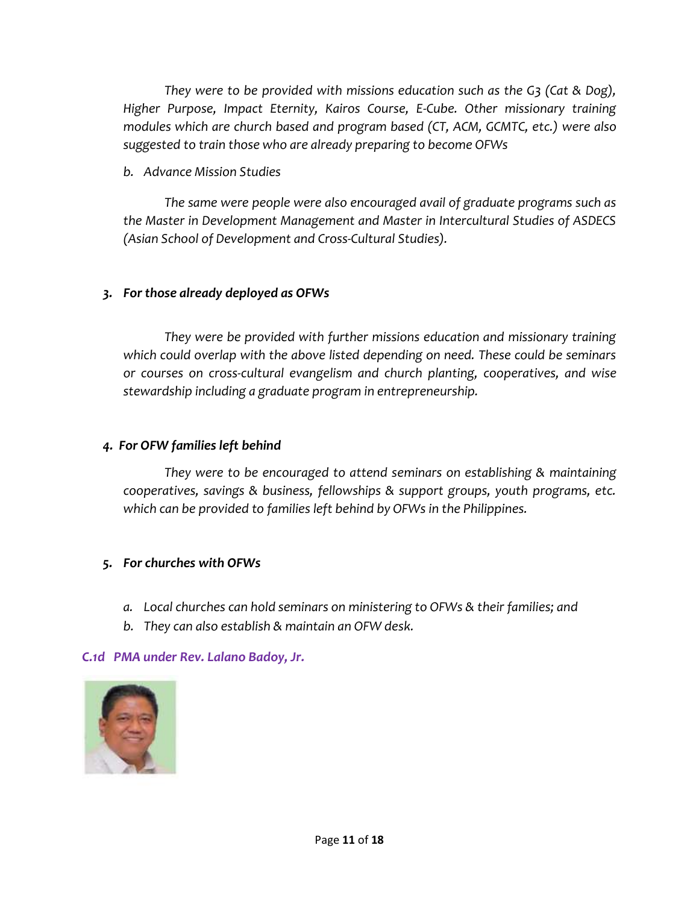*They were to be provided with missions education such as the G3 (Cat & Dog), Higher Purpose, Impact Eternity, Kairos Course, E-Cube. Other missionary training modules which are church based and program based (CT, ACM, GCMTC, etc.) were also suggested to train those who are already preparing to become OFWs*

*b. Advance Mission Studies*

*The same were people were also encouraged avail of graduate programs such as the Master in Development Management and Master in Intercultural Studies of ASDECS (Asian School of Development and Cross-Cultural Studies).*

***3. For those already deployed as OFWs***

*They were be provided with further missions education and missionary training which could overlap with the above listed depending on need. These could be seminars or courses on cross-cultural evangelism and church planting, cooperatives, and wise stewardship including a graduate program in entrepreneurship.*

***4. For OFW families left behind***

*They were to be encouraged to attend seminars on establishing & maintaining cooperatives, savings & business, fellowships & support groups, youth programs, etc. which can be provided to families left behind by OFWs in the Philippines.*

***5. For churches with OFWs***

*a. Local churches can hold seminars on ministering to OFWs & their families; and*
*b. They can also establish & maintain an OFW desk.*

### *C.1d PMA under Rev. Lalano Badoy, Jr.*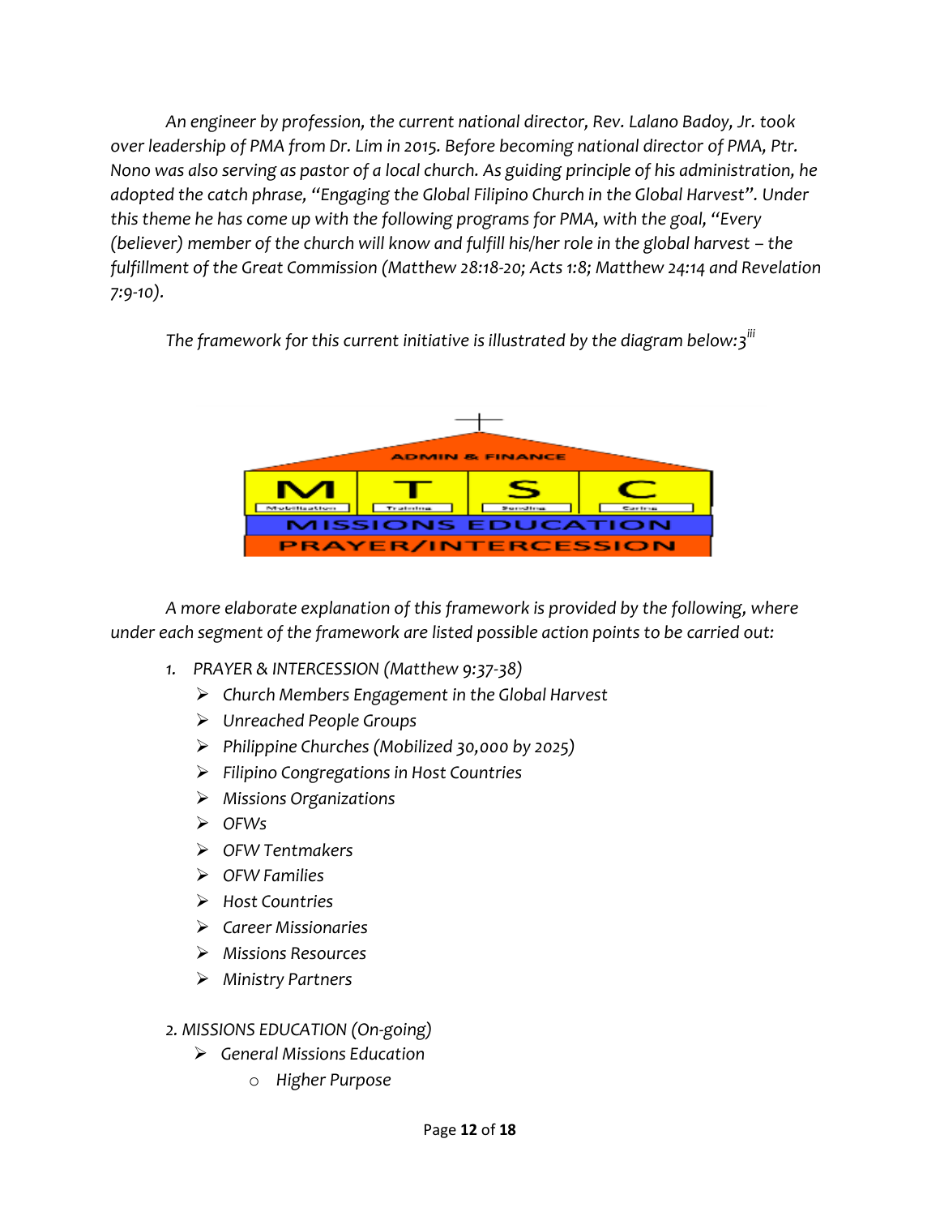*An engineer by profession, the current national director, Rev. Lalano Badoy, Jr. took over leadership of PMA from Dr. Lim in 2015. Before becoming national director of PMA, Ptr. Nono was also serving as pastor of a local church. As guiding principle of his administration, he adopted the catch phrase, "Engaging the Global Filipino Church in the Global Harvest". Under this theme he has come up with the following programs for PMA, with the goal, "Every (believer) member of the church will know and fulfill his/her role in the global harvest – the fulfillment of the Great Commission (Matthew 28:18-20; Acts 1:8; Matthew 24:14 and Revelation 7:9-10).*

*The framework for this current initiative is illustrated by the diagram below:3*[iii]

*A more elaborate explanation of this framework is provided by the following, where under each segment of the framework are listed possible action points to be carried out:*

1. *PRAYER & INTERCESSION (Matthew 9:37-38)*
   - *Church Members Engagement in the Global Harvest*
   - *Unreached People Groups*
   - *Philippine Churches (Mobilized 30,000 by 2025)*
   - *Filipino Congregations in Host Countries*
   - *Missions Organizations*
   - *OFWs*
   - *OFW Tentmakers*
   - *OFW Families*
   - *Host Countries*
   - *Career Missionaries*
   - *Missions Resources*
   - *Ministry Partners*

2. *MISSIONS EDUCATION (On-going)*
   - *General Missions Education*
     - *Higher Purpose*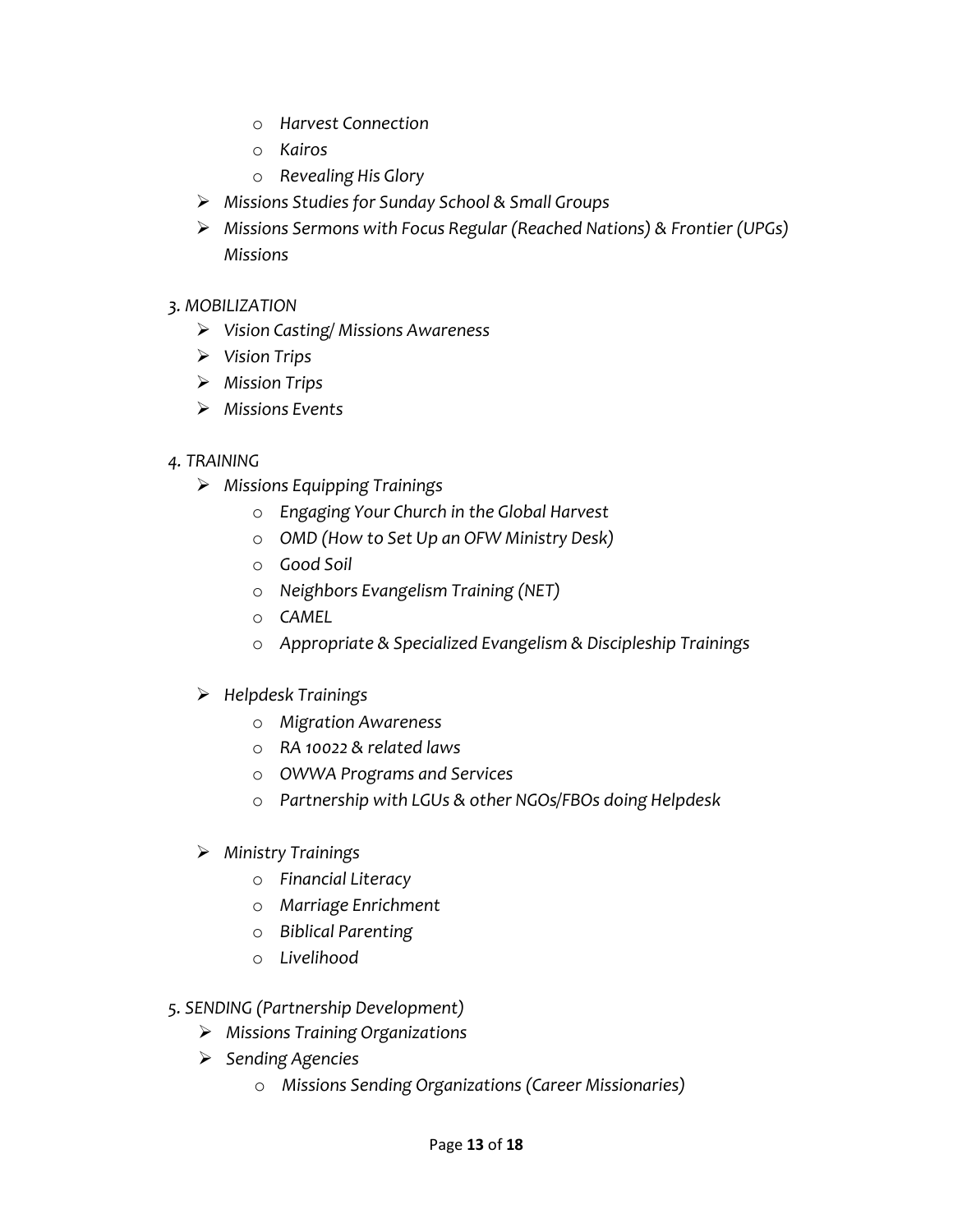- *Harvest Connection*
- *Kairos*
- *Revealing His Glory*

- *Missions Studies for Sunday School & Small Groups*
- *Missions Sermons with Focus Regular (Reached Nations) & Frontier (UPGs) Missions*

*3. MOBILIZATION*

- *Vision Casting/ Missions Awareness*
- *Vision Trips*
- *Mission Trips*
- *Missions Events*

*4. TRAINING*

- *Missions Equipping Trainings*
  - *Engaging Your Church in the Global Harvest*
  - *OMD (How to Set Up an OFW Ministry Desk)*
  - *Good Soil*
  - *Neighbors Evangelism Training (NET)*
  - *CAMEL*
  - *Appropriate & Specialized Evangelism & Discipleship Trainings*

- *Helpdesk Trainings*
  - *Migration Awareness*
  - *RA 10022 & related laws*
  - *OWWA Programs and Services*
  - *Partnership with LGUs & other NGOs/FBOs doing Helpdesk*

- *Ministry Trainings*
  - *Financial Literacy*
  - *Marriage Enrichment*
  - *Biblical Parenting*
  - *Livelihood*

*5. SENDING (Partnership Development)*

- *Missions Training Organizations*
- *Sending Agencies*
  - *Missions Sending Organizations (Career Missionaries)*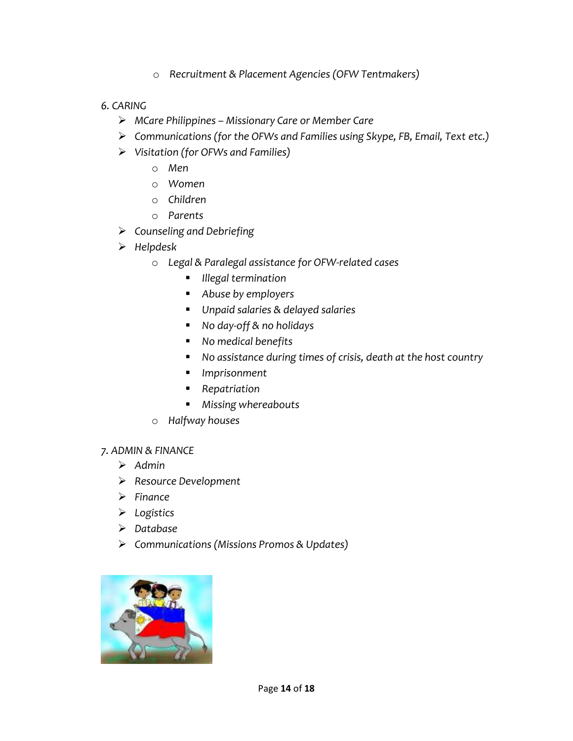- *Recruitment & Placement Agencies (OFW Tentmakers)*

*6. CARING*

- *MCare Philippines – Missionary Care or Member Care*
- *Communications (for the OFWs and Families using Skype, FB, Email, Text etc.)*
- *Visitation (for OFWs and Families)*
    - *Men*
    - *Women*
    - *Children*
    - *Parents*
- *Counseling and Debriefing*
- *Helpdesk*
    - *Legal & Paralegal assistance for OFW-related cases*
        - *Illegal termination*
        - *Abuse by employers*
        - *Unpaid salaries & delayed salaries*
        - *No day-off & no holidays*
        - *No medical benefits*
        - *No assistance during times of crisis, death at the host country*
        - *Imprisonment*
        - *Repatriation*
        - *Missing whereabouts*
    - *Halfway houses*

*7. ADMIN & FINANCE*

- *Admin*
- *Resource Development*
- *Finance*
- *Logistics*
- *Database*
- *Communications (Missions Promos & Updates)*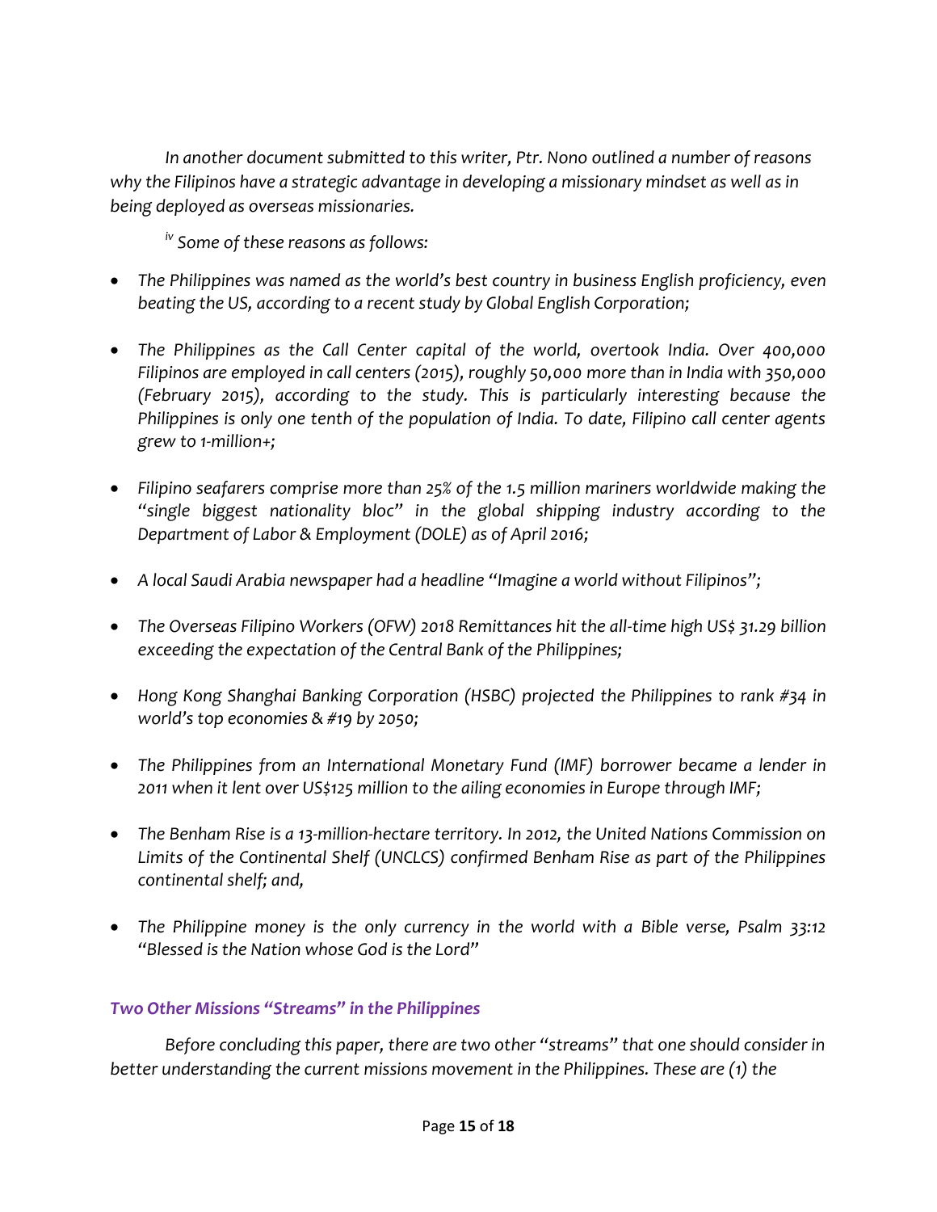*In another document submitted to this writer, Ptr. Nono outlined a number of reasons why the Filipinos have a strategic advantage in developing a missionary mindset as well as in being deployed as overseas missionaries.*

*[iv] Some of these reasons as follows:*

- *The Philippines was named as the world's best country in business English proficiency, even beating the US, according to a recent study by Global English Corporation;*
- *The Philippines as the Call Center capital of the world, overtook India. Over 400,000 Filipinos are employed in call centers (2015), roughly 50,000 more than in India with 350,000 (February 2015), according to the study. This is particularly interesting because the Philippines is only one tenth of the population of India. To date, Filipino call center agents grew to 1-million+;*
- *Filipino seafarers comprise more than 25% of the 1.5 million mariners worldwide making the "single biggest nationality bloc" in the global shipping industry according to the Department of Labor & Employment (DOLE) as of April 2016;*
- *A local Saudi Arabia newspaper had a headline "Imagine a world without Filipinos";*
- *The Overseas Filipino Workers (OFW) 2018 Remittances hit the all-time high US$ 31.29 billion exceeding the expectation of the Central Bank of the Philippines;*
- *Hong Kong Shanghai Banking Corporation (HSBC) projected the Philippines to rank #34 in world's top economies & #19 by 2050;*
- *The Philippines from an International Monetary Fund (IMF) borrower became a lender in 2011 when it lent over US$125 million to the ailing economies in Europe through IMF;*
- *The Benham Rise is a 13-million-hectare territory. In 2012, the United Nations Commission on Limits of the Continental Shelf (UNCLCS) confirmed Benham Rise as part of the Philippines continental shelf; and,*
- *The Philippine money is the only currency in the world with a Bible verse, Psalm 33:12 "Blessed is the Nation whose God is the Lord"*

### *Two Other Missions "Streams" in the Philippines*

*Before concluding this paper, there are two other "streams" that one should consider in better understanding the current missions movement in the Philippines. These are (1) the*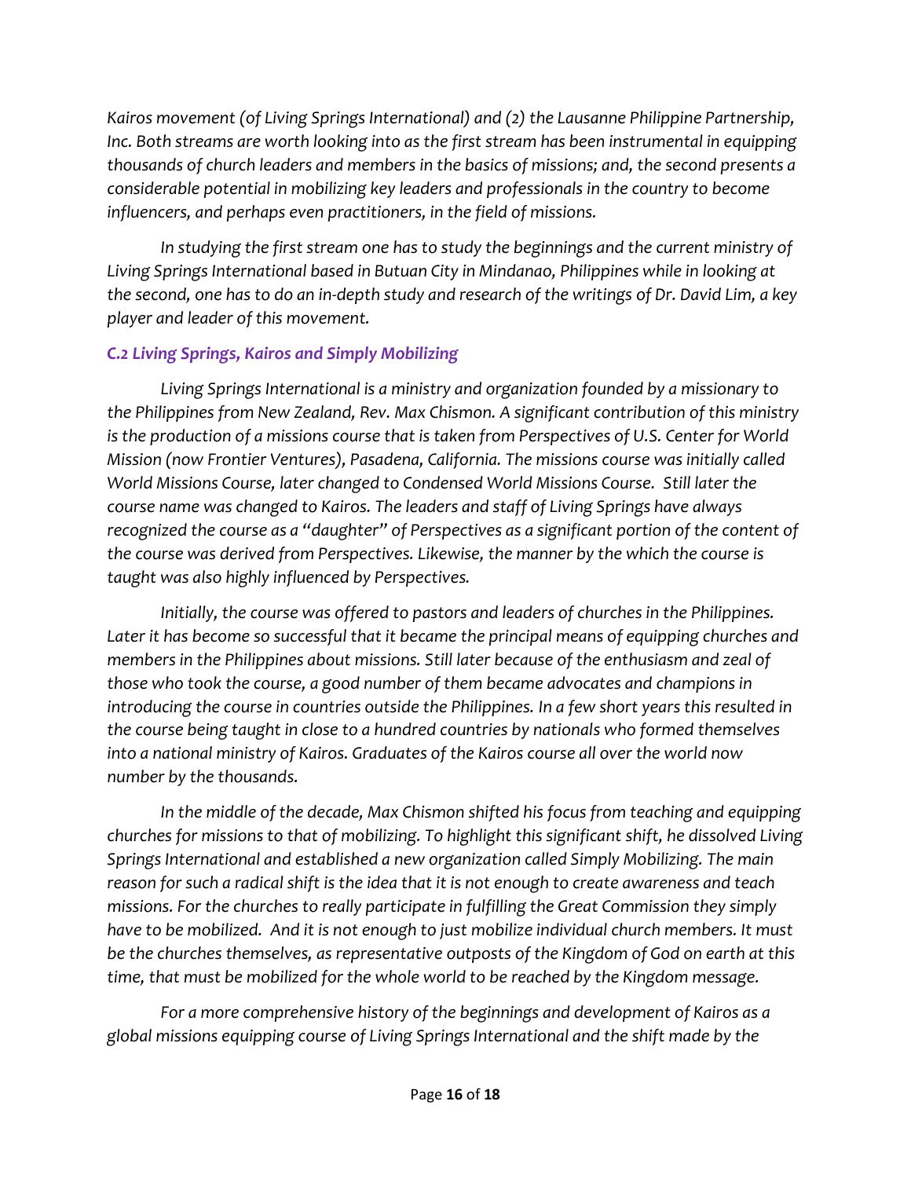*Kairos movement (of Living Springs International) and (2) the Lausanne Philippine Partnership, Inc. Both streams are worth looking into as the first stream has been instrumental in equipping thousands of church leaders and members in the basics of missions; and, the second presents a considerable potential in mobilizing key leaders and professionals in the country to become influencers, and perhaps even practitioners, in the field of missions.*

*In studying the first stream one has to study the beginnings and the current ministry of Living Springs International based in Butuan City in Mindanao, Philippines while in looking at the second, one has to do an in-depth study and research of the writings of Dr. David Lim, a key player and leader of this movement.*

### *C.2 Living Springs, Kairos and Simply Mobilizing*

*Living Springs International is a ministry and organization founded by a missionary to the Philippines from New Zealand, Rev. Max Chismon. A significant contribution of this ministry is the production of a missions course that is taken from Perspectives of U.S. Center for World Mission (now Frontier Ventures), Pasadena, California. The missions course was initially called World Missions Course, later changed to Condensed World Missions Course. Still later the course name was changed to Kairos. The leaders and staff of Living Springs have always recognized the course as a "daughter" of Perspectives as a significant portion of the content of the course was derived from Perspectives. Likewise, the manner by the which the course is taught was also highly influenced by Perspectives.*

*Initially, the course was offered to pastors and leaders of churches in the Philippines. Later it has become so successful that it became the principal means of equipping churches and members in the Philippines about missions. Still later because of the enthusiasm and zeal of those who took the course, a good number of them became advocates and champions in introducing the course in countries outside the Philippines. In a few short years this resulted in the course being taught in close to a hundred countries by nationals who formed themselves into a national ministry of Kairos. Graduates of the Kairos course all over the world now number by the thousands.*

*In the middle of the decade, Max Chismon shifted his focus from teaching and equipping churches for missions to that of mobilizing. To highlight this significant shift, he dissolved Living Springs International and established a new organization called Simply Mobilizing. The main reason for such a radical shift is the idea that it is not enough to create awareness and teach missions. For the churches to really participate in fulfilling the Great Commission they simply have to be mobilized. And it is not enough to just mobilize individual church members. It must be the churches themselves, as representative outposts of the Kingdom of God on earth at this time, that must be mobilized for the whole world to be reached by the Kingdom message.*

*For a more comprehensive history of the beginnings and development of Kairos as a global missions equipping course of Living Springs International and the shift made by the*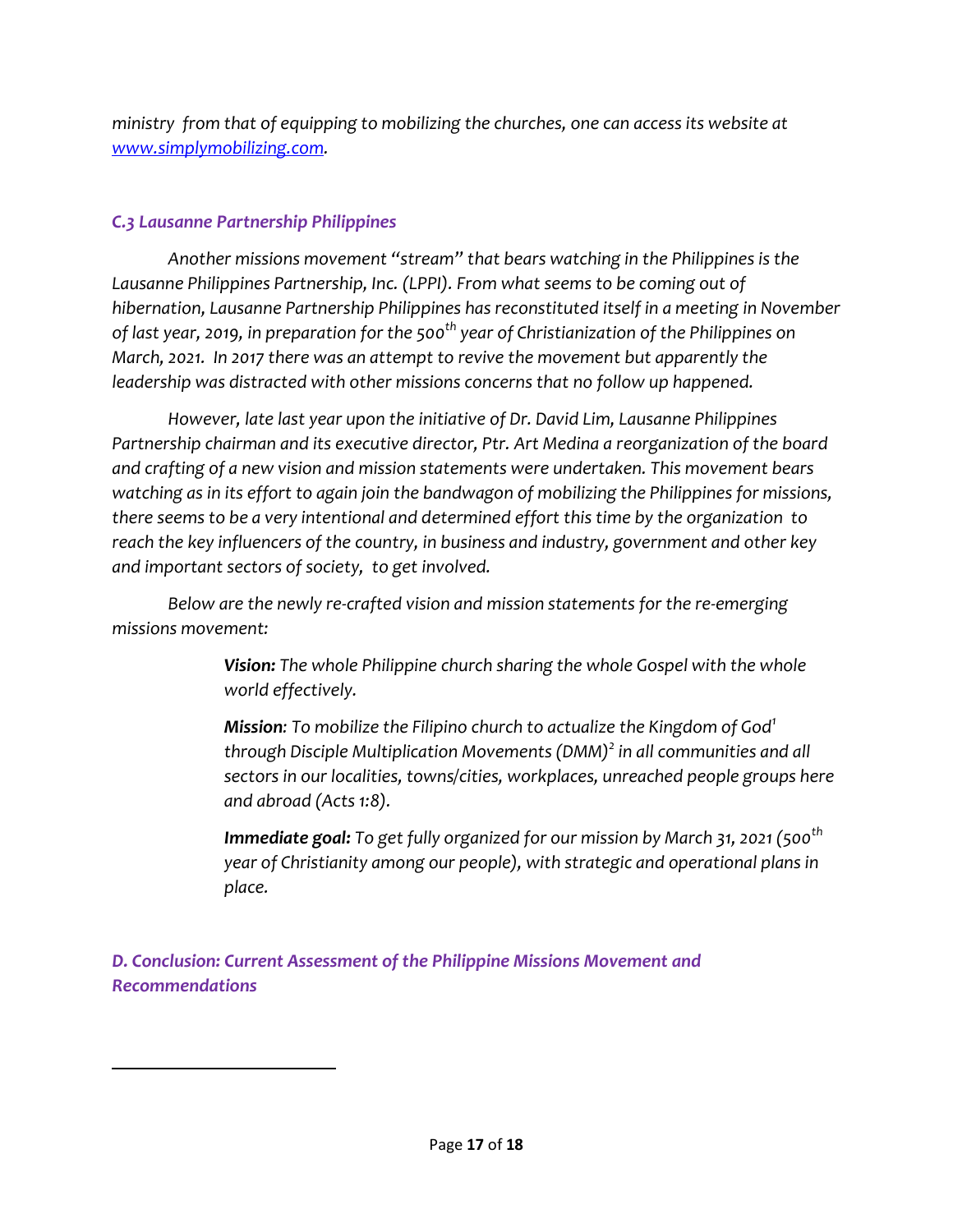*ministry from that of equipping to mobilizing the churches, one can access its website at [www.simplymobilizing.com](http://www.simplymobilizing.com).*

### *C.3 Lausanne Partnership Philippines*

*Another missions movement "stream" that bears watching in the Philippines is the Lausanne Philippines Partnership, Inc. (LPPI). From what seems to be coming out of hibernation, Lausanne Partnership Philippines has reconstituted itself in a meeting in November of last year, 2019, in preparation for the 500th year of Christianization of the Philippines on March, 2021. In 2017 there was an attempt to revive the movement but apparently the leadership was distracted with other missions concerns that no follow up happened.*

*However, late last year upon the initiative of Dr. David Lim, Lausanne Philippines Partnership chairman and its executive director, Ptr. Art Medina a reorganization of the board and crafting of a new vision and mission statements were undertaken. This movement bears watching as in its effort to again join the bandwagon of mobilizing the Philippines for missions, there seems to be a very intentional and determined effort this time by the organization to reach the key influencers of the country, in business and industry, government and other key and important sectors of society, to get involved.*

*Below are the newly re-crafted vision and mission statements for the re-emerging missions movement:*

> ***Vision:*** *The whole Philippine church sharing the whole Gospel with the whole world effectively.*
>
> ***Mission****: To mobilize the Filipino church to actualize the Kingdom of God*[1] *through Disciple Multiplication Movements (DMM)*[2] *in all communities and all sectors in our localities, towns/cities, workplaces, unreached people groups here and abroad (Acts 1:8).*
>
> ***Immediate goal:*** *To get fully organized for our mission by March 31, 2021 (500th year of Christianity among our people), with strategic and operational plans in place.*

### *D. Conclusion: Current Assessment of the Philippine Missions Movement and Recommendations*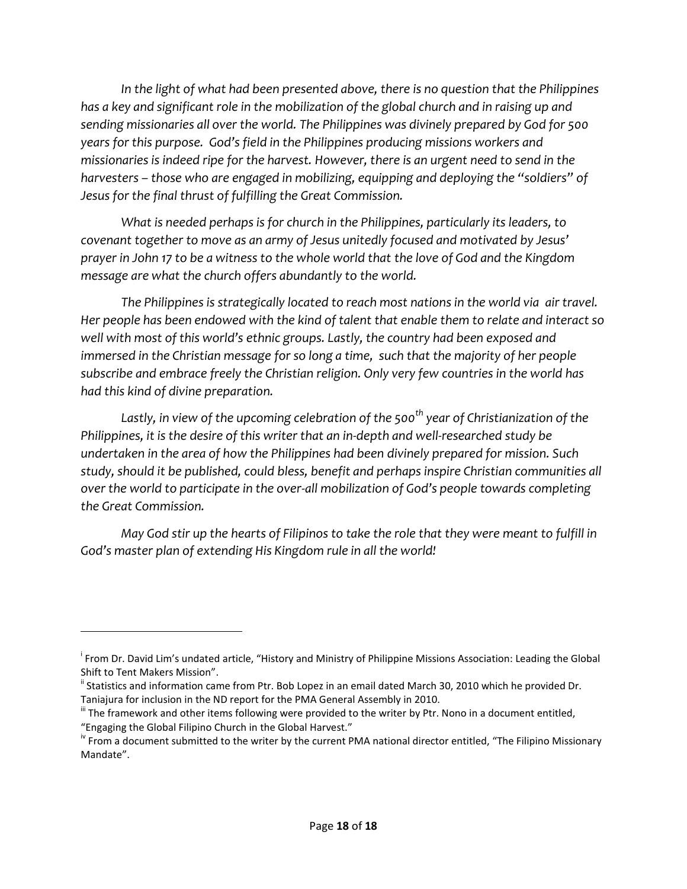*In the light of what had been presented above, there is no question that the Philippines has a key and significant role in the mobilization of the global church and in raising up and sending missionaries all over the world. The Philippines was divinely prepared by God for 500 years for this purpose. God's field in the Philippines producing missions workers and missionaries is indeed ripe for the harvest. However, there is an urgent need to send in the harvesters – those who are engaged in mobilizing, equipping and deploying the "soldiers" of Jesus for the final thrust of fulfilling the Great Commission.*

*What is needed perhaps is for church in the Philippines, particularly its leaders, to covenant together to move as an army of Jesus unitedly focused and motivated by Jesus' prayer in John 17 to be a witness to the whole world that the love of God and the Kingdom message are what the church offers abundantly to the world.*

*The Philippines is strategically located to reach most nations in the world via air travel. Her people has been endowed with the kind of talent that enable them to relate and interact so well with most of this world's ethnic groups. Lastly, the country had been exposed and immersed in the Christian message for so long a time, such that the majority of her people subscribe and embrace freely the Christian religion. Only very few countries in the world has had this kind of divine preparation.*

*Lastly, in view of the upcoming celebration of the 500th year of Christianization of the Philippines, it is the desire of this writer that an in-depth and well-researched study be undertaken in the area of how the Philippines had been divinely prepared for mission. Such study, should it be published, could bless, benefit and perhaps inspire Christian communities all over the world to participate in the over-all mobilization of God's people towards completing the Great Commission.*

*May God stir up the hearts of Filipinos to take the role that they were meant to fulfill in God's master plan of extending His Kingdom rule in all the world!*

---

[i] From Dr. David Lim's undated article, "History and Ministry of Philippine Missions Association: Leading the Global Shift to Tent Makers Mission".

[ii] Statistics and information came from Ptr. Bob Lopez in an email dated March 30, 2010 which he provided Dr. Taniajura for inclusion in the ND report for the PMA General Assembly in 2010.

[iii] The framework and other items following were provided to the writer by Ptr. Nono in a document entitled, "Engaging the Global Filipino Church in the Global Harvest."

[iv] From a document submitted to the writer by the current PMA national director entitled, "The Filipino Missionary Mandate".